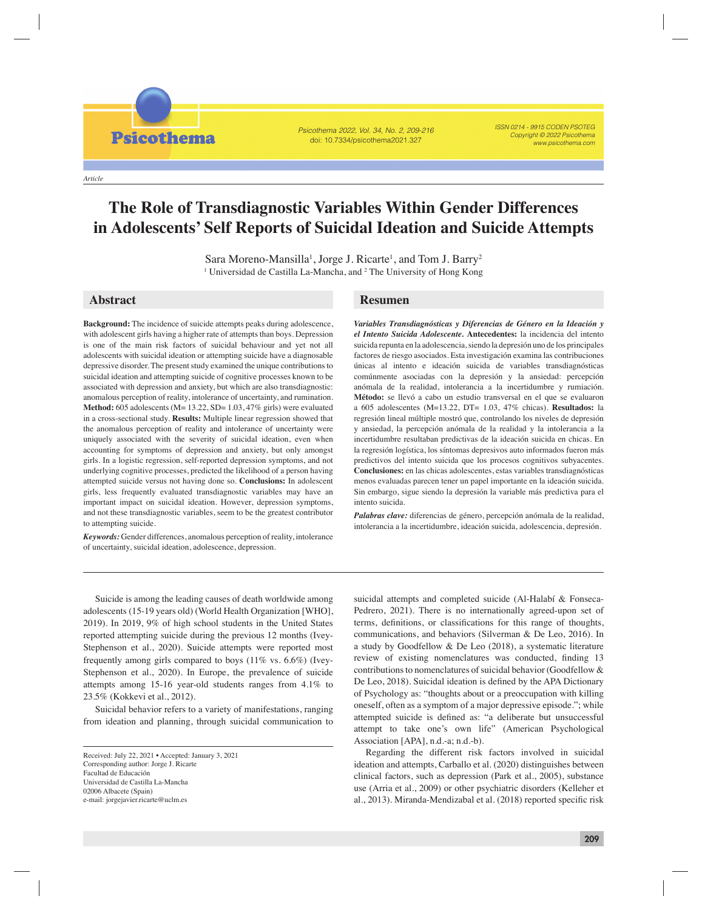Article

# The Role of Transdiagnostic Variables Within Gender Differences in Adolescents' Self Reports of Suicidal Ideation and Suicide Attempts

Sara Moreno-Mansilla[1], Jorge J. Ricarte[1], and Tom J. Barry[2]

[1] Universidad de Castilla La-Mancha, and [2] The University of Hong Kong

## Abstract

**Background:** The incidence of suicide attempts peaks during adolescence, with adolescent girls having a higher rate of attempts than boys. Depression is one of the main risk factors of suicidal behaviour and yet not all adolescents with suicidal ideation or attempting suicide have a diagnosable depressive disorder. The present study examined the unique contributions to suicidal ideation and attempting suicide of cognitive processes known to be associated with depression and anxiety, but which are also transdiagnostic: anomalous perception of reality, intolerance of uncertainty, and rumination. **Method:** 605 adolescents (M= 13.22, SD= 1.03, 47% girls) were evaluated in a cross-sectional study. **Results:** Multiple linear regression showed that the anomalous perception of reality and intolerance of uncertainty were uniquely associated with the severity of suicidal ideation, even when accounting for symptoms of depression and anxiety, but only amongst girls. In a logistic regression, self-reported depression symptoms, and not underlying cognitive processes, predicted the likelihood of a person having attempted suicide versus not having done so. **Conclusions:** In adolescent girls, less frequently evaluated transdiagnostic variables may have an important impact on suicidal ideation. However, depression symptoms, and not these transdiagnostic variables, seem to be the greatest contributor to attempting suicide.

***Keywords:*** Gender differences, anomalous perception of reality, intolerance of uncertainty, suicidal ideation, adolescence, depression.

## Resumen

***Variables Transdiagnósticas y Diferencias de Género en la Ideación y el Intento Suicida Adolescente.*** **Antecedentes:** la incidencia del intento suicida repunta en la adolescencia, siendo la depresión uno de los principales factores de riesgo asociados. Esta investigación examina las contribuciones únicas al intento e ideación suicida de variables transdiagnósticas comúnmente asociadas con la depresión y la ansiedad: percepción anómala de la realidad, intolerancia a la incertidumbre y rumiación. **Método:** se llevó a cabo un estudio transversal en el que se evaluaron a 605 adolescentes (M=13.22, DT= 1.03, 47% chicas). **Resultados:** la regresión lineal múltiple mostró que, controlando los niveles de depresión y ansiedad, la percepción anómala de la realidad y la intolerancia a la incertidumbre resultaban predictivas de la ideación suicida en chicas. En la regresión logística, los síntomas depresivos auto informados fueron más predictivos del intento suicida que los procesos cognitivos subyacentes. **Conclusiones:** en las chicas adolescentes, estas variables transdiagnósticas menos evaluadas parecen tener un papel importante en la ideación suicida. Sin embargo, sigue siendo la depresión la variable más predictiva para el intento suicida.

***Palabras clave:*** diferencias de género, percepción anómala de la realidad, intolerancia a la incertidumbre, ideación suicida, adolescencia, depresión.

Suicide is among the leading causes of death worldwide among adolescents (15-19 years old) (World Health Organization [WHO], 2019). In 2019, 9% of high school students in the United States reported attempting suicide during the previous 12 months (Ivey-Stephenson et al., 2020). Suicide attempts were reported most frequently among girls compared to boys (11% vs. 6.6%) (Ivey-Stephenson et al., 2020). In Europe, the prevalence of suicide attempts among 15-16 year-old students ranges from 4.1% to 23.5% (Kokkevi et al., 2012).

Suicidal behavior refers to a variety of manifestations, ranging from ideation and planning, through suicidal communication to suicidal attempts and completed suicide (Al-Halabí & Fonseca-Pedrero, 2021). There is no internationally agreed-upon set of terms, definitions, or classifications for this range of thoughts, communications, and behaviors (Silverman & De Leo, 2016). In a study by Goodfellow & De Leo (2018), a systematic literature review of existing nomenclatures was conducted, finding 13 contributions to nomenclatures of suicidal behavior (Goodfellow & De Leo, 2018). Suicidal ideation is defined by the APA Dictionary of Psychology as: "thoughts about or a preoccupation with killing oneself, often as a symptom of a major depressive episode."; while attempted suicide is defined as: "a deliberate but unsuccessful attempt to take one's own life" (American Psychological Association [APA], n.d.-a; n.d.-b).

Regarding the different risk factors involved in suicidal ideation and attempts, Carballo et al. (2020) distinguishes between clinical factors, such as depression (Park et al., 2005), substance use (Arria et al., 2009) or other psychiatric disorders (Kelleher et al., 2013). Miranda-Mendizabal et al. (2018) reported specific risk

Received: July 22, 2021 • Accepted: January 3, 2021
Corresponding author: Jorge J. Ricarte
Facultad de Educación
Universidad de Castilla La-Mancha
02006 Albacete (Spain)
e-mail: jorgejavier.ricarte@uclm.es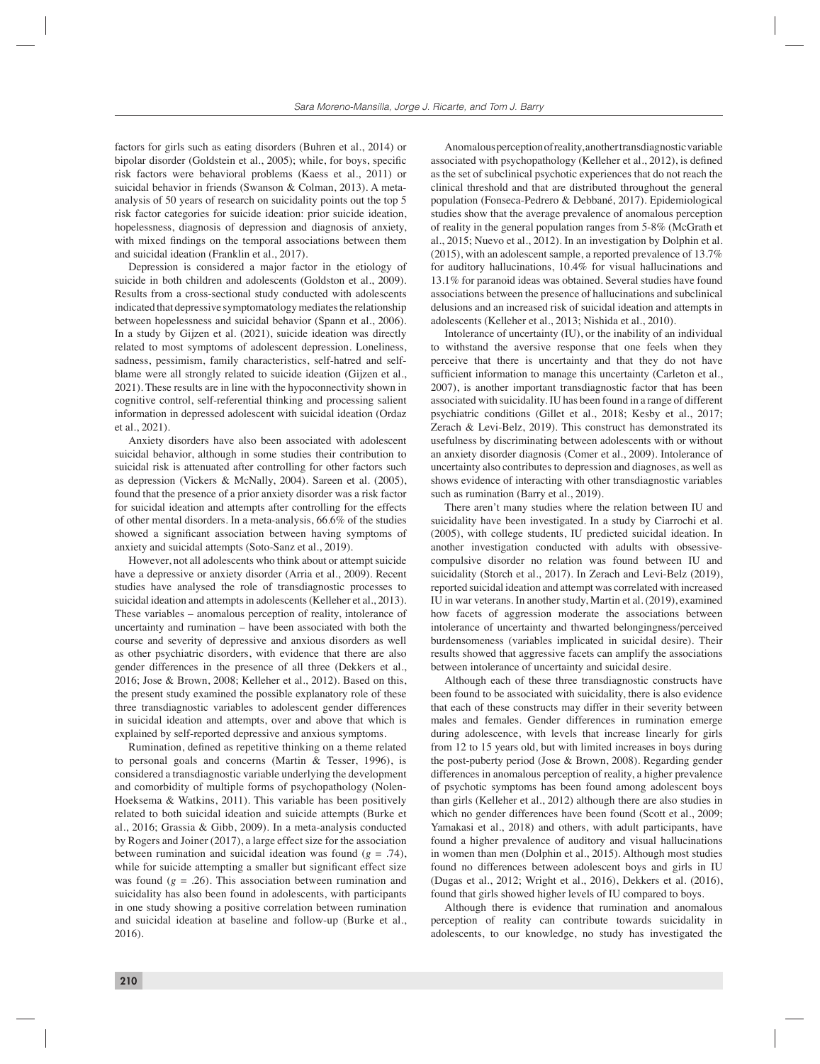factors for girls such as eating disorders (Buhren et al., 2014) or bipolar disorder (Goldstein et al., 2005); while, for boys, specific risk factors were behavioral problems (Kaess et al., 2011) or suicidal behavior in friends (Swanson & Colman, 2013). A meta-analysis of 50 years of research on suicidality points out the top 5 risk factor categories for suicide ideation: prior suicide ideation, hopelessness, diagnosis of depression and diagnosis of anxiety, with mixed findings on the temporal associations between them and suicidal ideation (Franklin et al., 2017).

Depression is considered a major factor in the etiology of suicide in both children and adolescents (Goldston et al., 2009). Results from a cross-sectional study conducted with adolescents indicated that depressive symptomatology mediates the relationship between hopelessness and suicidal behavior (Spann et al., 2006). In a study by Gijzen et al. (2021), suicide ideation was directly related to most symptoms of adolescent depression. Loneliness, sadness, pessimism, family characteristics, self-hatred and self-blame were all strongly related to suicide ideation (Gijzen et al., 2021). These results are in line with the hypoconnectivity shown in cognitive control, self-referential thinking and processing salient information in depressed adolescent with suicidal ideation (Ordaz et al., 2021).

Anxiety disorders have also been associated with adolescent suicidal behavior, although in some studies their contribution to suicidal risk is attenuated after controlling for other factors such as depression (Vickers & McNally, 2004). Sareen et al. (2005), found that the presence of a prior anxiety disorder was a risk factor for suicidal ideation and attempts after controlling for the effects of other mental disorders. In a meta-analysis, 66.6% of the studies showed a significant association between having symptoms of anxiety and suicidal attempts (Soto-Sanz et al., 2019).

However, not all adolescents who think about or attempt suicide have a depressive or anxiety disorder (Arria et al., 2009). Recent studies have analysed the role of transdiagnostic processes to suicidal ideation and attempts in adolescents (Kelleher et al., 2013). These variables – anomalous perception of reality, intolerance of uncertainty and rumination – have been associated with both the course and severity of depressive and anxious disorders as well as other psychiatric disorders, with evidence that there are also gender differences in the presence of all three (Dekkers et al., 2016; Jose & Brown, 2008; Kelleher et al., 2012). Based on this, the present study examined the possible explanatory role of these three transdiagnostic variables to adolescent gender differences in suicidal ideation and attempts, over and above that which is explained by self-reported depressive and anxious symptoms.

Rumination, defined as repetitive thinking on a theme related to personal goals and concerns (Martin & Tesser, 1996), is considered a transdiagnostic variable underlying the development and comorbidity of multiple forms of psychopathology (Nolen-Hoeksema & Watkins, 2011). This variable has been positively related to both suicidal ideation and suicide attempts (Burke et al., 2016; Grassia & Gibb, 2009). In a meta-analysis conducted by Rogers and Joiner (2017), a large effect size for the association between rumination and suicidal ideation was found ($g$ = .74), while for suicide attempting a smaller but significant effect size was found ($g$ = .26). This association between rumination and suicidality has also been found in adolescents, with participants in one study showing a positive correlation between rumination and suicidal ideation at baseline and follow-up (Burke et al., 2016).

Anomalous perception of reality, another transdiagnostic variable associated with psychopathology (Kelleher et al., 2012), is defined as the set of subclinical psychotic experiences that do not reach the clinical threshold and that are distributed throughout the general population (Fonseca-Pedrero & Debbané, 2017). Epidemiological studies show that the average prevalence of anomalous perception of reality in the general population ranges from 5-8% (McGrath et al., 2015; Nuevo et al., 2012). In an investigation by Dolphin et al. (2015), with an adolescent sample, a reported prevalence of 13.7% for auditory hallucinations, 10.4% for visual hallucinations and 13.1% for paranoid ideas was obtained. Several studies have found associations between the presence of hallucinations and subclinical delusions and an increased risk of suicidal ideation and attempts in adolescents (Kelleher et al., 2013; Nishida et al., 2010).

Intolerance of uncertainty (IU), or the inability of an individual to withstand the aversive response that one feels when they perceive that there is uncertainty and that they do not have sufficient information to manage this uncertainty (Carleton et al., 2007), is another important transdiagnostic factor that has been associated with suicidality. IU has been found in a range of different psychiatric conditions (Gillet et al., 2018; Kesby et al., 2017; Zerach & Levi-Belz, 2019). This construct has demonstrated its usefulness by discriminating between adolescents with or without an anxiety disorder diagnosis (Comer et al., 2009). Intolerance of uncertainty also contributes to depression and diagnoses, as well as shows evidence of interacting with other transdiagnostic variables such as rumination (Barry et al., 2019).

There aren't many studies where the relation between IU and suicidality have been investigated. In a study by Ciarrochi et al. (2005), with college students, IU predicted suicidal ideation. In another investigation conducted with adults with obsessive-compulsive disorder no relation was found between IU and suicidality (Storch et al., 2017). In Zerach and Levi-Belz (2019), reported suicidal ideation and attempt was correlated with increased IU in war veterans. In another study, Martin et al. (2019), examined how facets of aggression moderate the associations between intolerance of uncertainty and thwarted belongingness/perceived burdensomeness (variables implicated in suicidal desire). Their results showed that aggressive facets can amplify the associations between intolerance of uncertainty and suicidal desire.

Although each of these three transdiagnostic constructs have been found to be associated with suicidality, there is also evidence that each of these constructs may differ in their severity between males and females. Gender differences in rumination emerge during adolescence, with levels that increase linearly for girls from 12 to 15 years old, but with limited increases in boys during the post-puberty period (Jose & Brown, 2008). Regarding gender differences in anomalous perception of reality, a higher prevalence of psychotic symptoms has been found among adolescent boys than girls (Kelleher et al., 2012) although there are also studies in which no gender differences have been found (Scott et al., 2009; Yamakasi et al., 2018) and others, with adult participants, have found a higher prevalence of auditory and visual hallucinations in women than men (Dolphin et al., 2015). Although most studies found no differences between adolescent boys and girls in IU (Dugas et al., 2012; Wright et al., 2016), Dekkers et al. (2016), found that girls showed higher levels of IU compared to boys.

Although there is evidence that rumination and anomalous perception of reality can contribute towards suicidality in adolescents, to our knowledge, no study has investigated the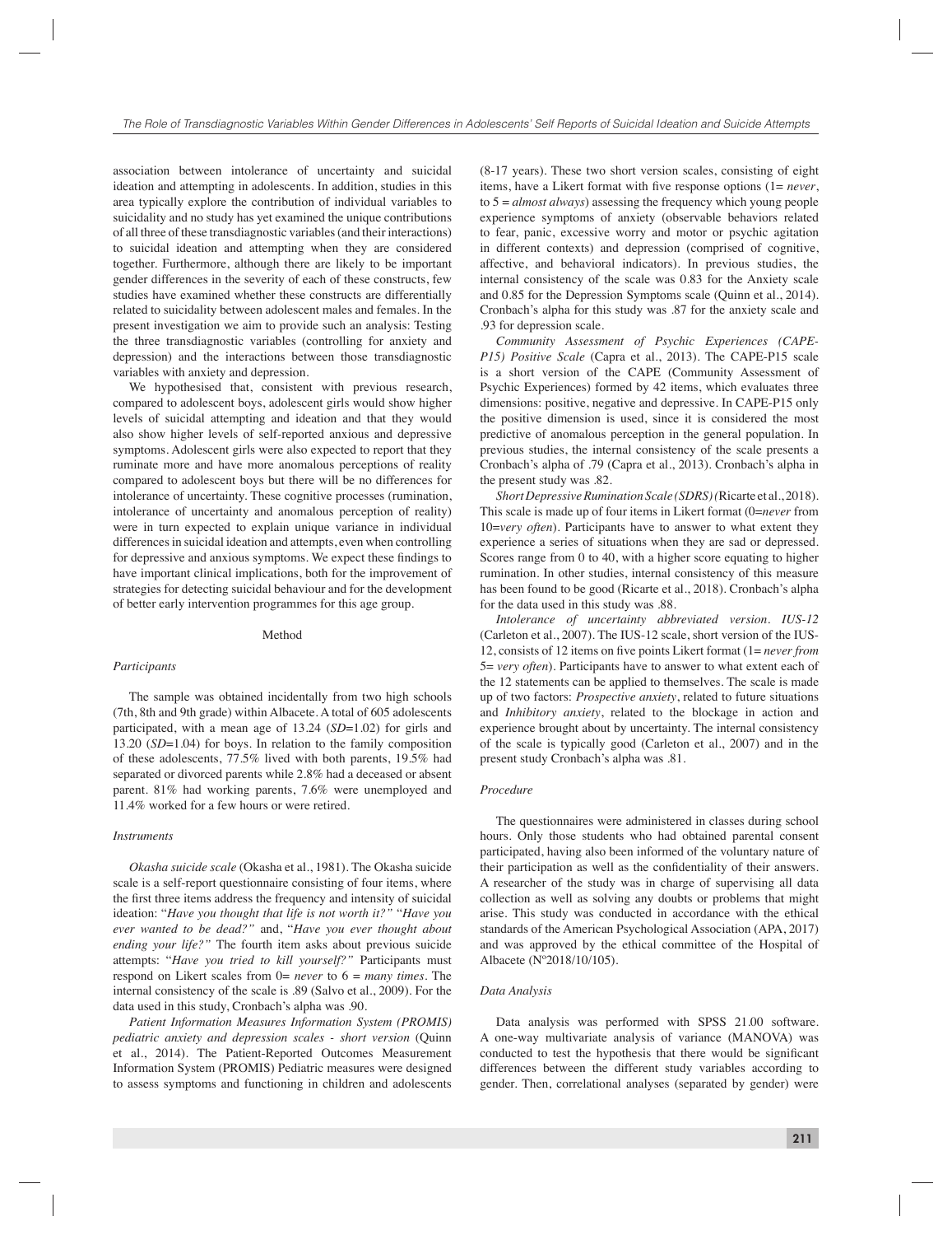association between intolerance of uncertainty and suicidal ideation and attempting in adolescents. In addition, studies in this area typically explore the contribution of individual variables to suicidality and no study has yet examined the unique contributions of all three of these transdiagnostic variables (and their interactions) to suicidal ideation and attempting when they are considered together. Furthermore, although there are likely to be important gender differences in the severity of each of these constructs, few studies have examined whether these constructs are differentially related to suicidality between adolescent males and females. In the present investigation we aim to provide such an analysis: Testing the three transdiagnostic variables (controlling for anxiety and depression) and the interactions between those transdiagnostic variables with anxiety and depression.

We hypothesised that, consistent with previous research, compared to adolescent boys, adolescent girls would show higher levels of suicidal attempting and ideation and that they would also show higher levels of self-reported anxious and depressive symptoms. Adolescent girls were also expected to report that they ruminate more and have more anomalous perceptions of reality compared to adolescent boys but there will be no differences for intolerance of uncertainty. These cognitive processes (rumination, intolerance of uncertainty and anomalous perception of reality) were in turn expected to explain unique variance in individual differences in suicidal ideation and attempts, even when controlling for depressive and anxious symptoms. We expect these findings to have important clinical implications, both for the improvement of strategies for detecting suicidal behaviour and for the development of better early intervention programmes for this age group.

## Method

### *Participants*

The sample was obtained incidentally from two high schools (7th, 8th and 9th grade) within Albacete. A total of 605 adolescents participated, with a mean age of 13.24 (*SD*=1.02) for girls and 13.20 (*SD*=1.04) for boys. In relation to the family composition of these adolescents, 77.5% lived with both parents, 19.5% had separated or divorced parents while 2.8% had a deceased or absent parent. 81% had working parents, 7.6% were unemployed and 11.4% worked for a few hours or were retired.

### *Instruments*

*Okasha suicide scale* (Okasha et al., 1981). The Okasha suicide scale is a self-report questionnaire consisting of four items, where the first three items address the frequency and intensity of suicidal ideation: "*Have you thought that life is not worth it?*" "*Have you ever wanted to be dead?*" and, "*Have you ever thought about ending your life?*" The fourth item asks about previous suicide attempts: "*Have you tried to kill yourself?*" Participants must respond on Likert scales from 0= *never* to 6 = *many times*. The internal consistency of the scale is .89 (Salvo et al., 2009). For the data used in this study, Cronbach's alpha was .90.

*Patient Information Measures Information System (PROMIS) pediatric anxiety and depression scales - short version* (Quinn et al., 2014). The Patient-Reported Outcomes Measurement Information System (PROMIS) Pediatric measures were designed to assess symptoms and functioning in children and adolescents (8-17 years). These two short version scales, consisting of eight items, have a Likert format with five response options (1= *never*, to 5 = *almost always*) assessing the frequency which young people experience symptoms of anxiety (observable behaviors related to fear, panic, excessive worry and motor or psychic agitation in different contexts) and depression (comprised of cognitive, affective, and behavioral indicators). In previous studies, the internal consistency of the scale was 0.83 for the Anxiety scale and 0.85 for the Depression Symptoms scale (Quinn et al., 2014). Cronbach's alpha for this study was .87 for the anxiety scale and .93 for depression scale.

*Community Assessment of Psychic Experiences (CAPE-P15) Positive Scale* (Capra et al., 2013). The CAPE-P15 scale is a short version of the CAPE (Community Assessment of Psychic Experiences) formed by 42 items, which evaluates three dimensions: positive, negative and depressive. In CAPE-P15 only the positive dimension is used, since it is considered the most predictive of anomalous perception in the general population. In previous studies, the internal consistency of the scale presents a Cronbach's alpha of .79 (Capra et al., 2013). Cronbach's alpha in the present study was .82.

*Short Depressive Rumination Scale (SDRS) (*Ricarte et al., 2018). This scale is made up of four items in Likert format (0=*never* from 10=*very often*). Participants have to answer to what extent they experience a series of situations when they are sad or depressed. Scores range from 0 to 40, with a higher score equating to higher rumination. In other studies, internal consistency of this measure has been found to be good (Ricarte et al., 2018). Cronbach's alpha for the data used in this study was .88.

*Intolerance of uncertainty abbreviated version. IUS-12* (Carleton et al., 2007). The IUS-12 scale, short version of the IUS-12, consists of 12 items on five points Likert format (1= *never from* 5= *very often*). Participants have to answer to what extent each of the 12 statements can be applied to themselves. The scale is made up of two factors: *Prospective anxiety*, related to future situations and *Inhibitory anxiety*, related to the blockage in action and experience brought about by uncertainty. The internal consistency of the scale is typically good (Carleton et al., 2007) and in the present study Cronbach's alpha was .81.

### *Procedure*

The questionnaires were administered in classes during school hours. Only those students who had obtained parental consent participated, having also been informed of the voluntary nature of their participation as well as the confidentiality of their answers. A researcher of the study was in charge of supervising all data collection as well as solving any doubts or problems that might arise. This study was conducted in accordance with the ethical standards of the American Psychological Association (APA, 2017) and was approved by the ethical committee of the Hospital of Albacete (Nº2018/10/105).

### *Data Analysis*

Data analysis was performed with SPSS 21.00 software. A one-way multivariate analysis of variance (MANOVA) was conducted to test the hypothesis that there would be significant differences between the different study variables according to gender. Then, correlational analyses (separated by gender) were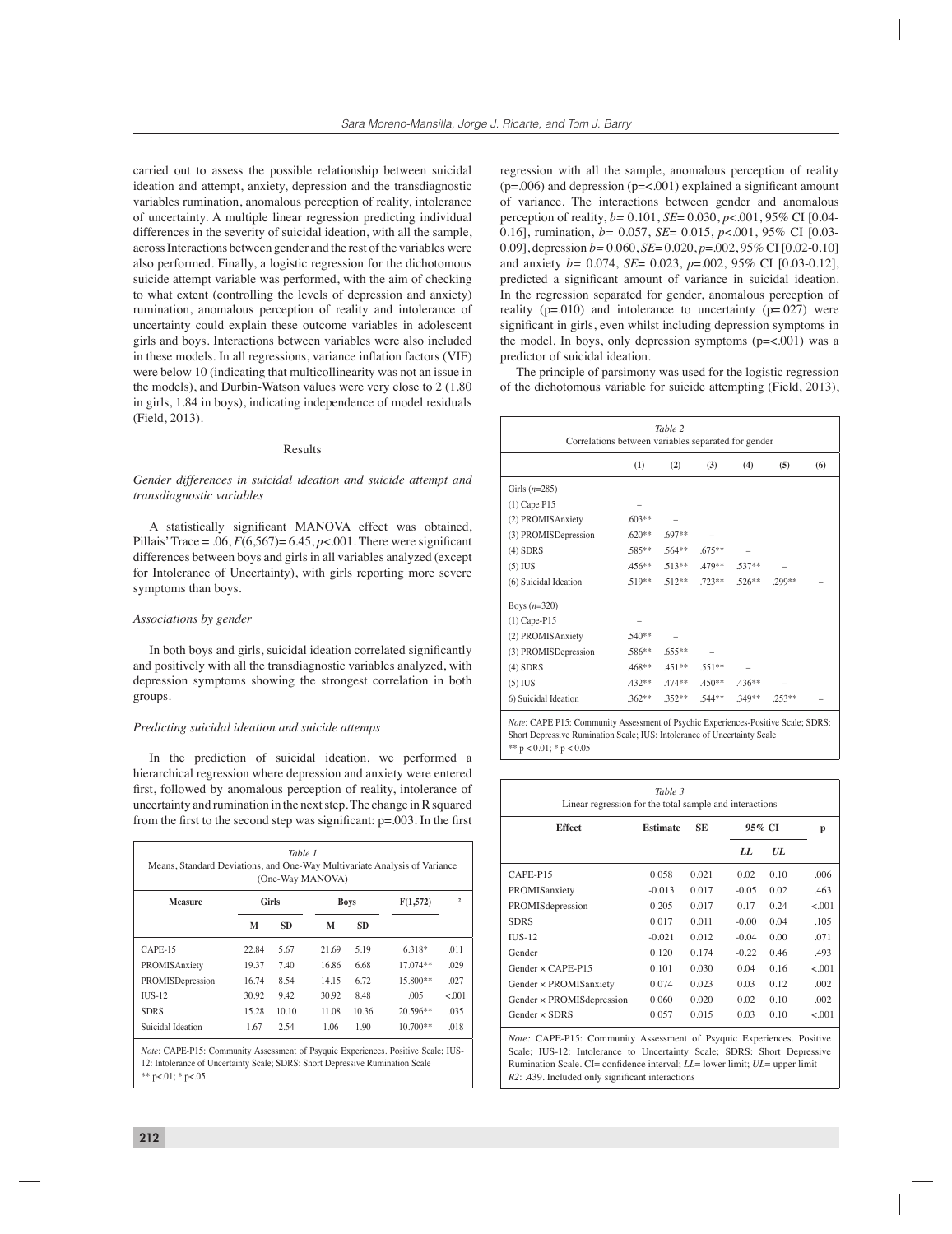carried out to assess the possible relationship between suicidal ideation and attempt, anxiety, depression and the transdiagnostic variables rumination, anomalous perception of reality, intolerance of uncertainty. A multiple linear regression predicting individual differences in the severity of suicidal ideation, with all the sample, across Interactions between gender and the rest of the variables were also performed. Finally, a logistic regression for the dichotomous suicide attempt variable was performed, with the aim of checking to what extent (controlling the levels of depression and anxiety) rumination, anomalous perception of reality and intolerance of uncertainty could explain these outcome variables in adolescent girls and boys. Interactions between variables were also included in these models. In all regressions, variance inflation factors (VIF) were below 10 (indicating that multicollinearity was not an issue in the models), and Durbin-Watson values were very close to 2 (1.80 in girls, 1.84 in boys), indicating independence of model residuals (Field, 2013).

## Results

### *Gender differences in suicidal ideation and suicide attempt and transdiagnostic variables*

A statistically significant MANOVA effect was obtained, Pillais' Trace = .06, $F(6,567)$= 6.45, $p$<.001. There were significant differences between boys and girls in all variables analyzed (except for Intolerance of Uncertainty), with girls reporting more severe symptoms than boys.

### *Associations by gender*

In both boys and girls, suicidal ideation correlated significantly and positively with all the transdiagnostic variables analyzed, with depression symptoms showing the strongest correlation in both groups.

### *Predicting suicidal ideation and suicide attemps*

In the prediction of suicidal ideation, we performed a hierarchical regression where depression and anxiety were entered first, followed by anomalous perception of reality, intolerance of uncertainty and rumination in the next step. The change in R squared from the first to the second step was significant: p=.003. In the first regression with all the sample, anomalous perception of reality (p=.006) and depression (p=<.001) explained a significant amount of variance. The interactions between gender and anomalous perception of reality, $b$= 0.101, $SE$= 0.030, $p$<.001, 95% CI [0.04-0.16], rumination, $b$= 0.057, $SE$= 0.015, $p$<.001, 95% CI [0.03-0.09], depression $b$= 0.060, $SE$= 0.020, $p$=.002, 95% CI [0.02-0.10] and anxiety $b$= 0.074, $SE$= 0.023, $p$=.002, 95% CI [0.03-0.12], predicted a significant amount of variance in suicidal ideation. In the regression separated for gender, anomalous perception of reality (p=.010) and intolerance to uncertainty (p=.027) were significant in girls, even whilst including depression symptoms in the model. In boys, only depression symptoms (p=<.001) was a predictor of suicidal ideation.

The principle of parsimony was used for the logistic regression of the dichotomous variable for suicide attempting (Field, 2013),

*Table 1*
Means, Standard Deviations, and One-Way Multivariate Analysis of Variance (One-Way MANOVA)

| Measure | Girls | | Boys | | F(1,572) | ² |
|---|---|---|---|---|---|---|
| | M | SD | M | SD | | |
| CAPE-15 | 22.84 | 5.67 | 21.69 | 5.19 | 6.318* | .011 |
| PROMISAnxiety | 19.37 | 7.40 | 16.86 | 6.68 | 17.074** | .029 |
| PROMISDepression | 16.74 | 8.54 | 14.15 | 6.72 | 15.800** | .027 |
| IUS-12 | 30.92 | 9.42 | 30.92 | 8.48 | .005 | <.001 |
| SDRS | 15.28 | 10.10 | 11.08 | 10.36 | 20.596** | .035 |
| Suicidal Ideation | 1.67 | 2.54 | 1.06 | 1.90 | 10.700** | .018 |

*Note*: CAPE-P15: Community Assessment of Psyquic Experiences. Positive Scale; IUS-12: Intolerance of Uncertainty Scale; SDRS: Short Depressive Rumination Scale
** p<.01; * p<.05

*Table 2*
Correlations between variables separated for gender

| | (1) | (2) | (3) | (4) | (5) | (6) |
|---|---|---|---|---|---|---|
| Girls ($n$=285) | | | | | | |
| (1) Cape P15 | – | | | | | |
| (2) PROMISAnxiety | .603** | – | | | | |
| (3) PROMISDepression | .620** | .697** | – | | | |
| (4) SDRS | .585** | .564** | .675** | – | | |
| (5) IUS | .456** | .513** | .479** | .537** | – | |
| (6) Suicidal Ideation | .519** | .512** | .723** | .526** | .299** | – |
| Boys ($n$=320) | | | | | | |
| (1) Cape-P15 | – | | | | | |
| (2) PROMISAnxiety | .540** | – | | | | |
| (3) PROMISDepression | .586** | .655** | – | | | |
| (4) SDRS | .468** | .451** | .551** | – | | |
| (5) IUS | .432** | .474** | .450** | .436** | – | |
| 6) Suicidal Ideation | .362** | .352** | .544** | .349** | .253** | – |

*Note*: CAPE P15: Community Assessment of Psychic Experiences-Positive Scale; SDRS: Short Depressive Rumination Scale; IUS: Intolerance of Uncertainty Scale
** p < 0.01; * p < 0.05

*Table 3*
Linear regression for the total sample and interactions

| Effect | Estimate | SE | 95% CI | | p |
|---|---|---|---|---|---|
| | | | *LL* | *UL* | |
| CAPE-P15 | 0.058 | 0.021 | 0.02 | 0.10 | .006 |
| PROMISanxiety | -0.013 | 0.017 | -0.05 | 0.02 | .463 |
| PROMISdepression | 0.205 | 0.017 | 0.17 | 0.24 | <.001 |
| SDRS | 0.017 | 0.011 | -0.00 | 0.04 | .105 |
| IUS-12 | -0.021 | 0.012 | -0.04 | 0.00 | .071 |
| Gender | 0.120 | 0.174 | -0.22 | 0.46 | .493 |
| Gender × CAPE-P15 | 0.101 | 0.030 | 0.04 | 0.16 | <.001 |
| Gender × PROMISanxiety | 0.074 | 0.023 | 0.03 | 0.12 | .002 |
| Gender × PROMISdepression | 0.060 | 0.020 | 0.02 | 0.10 | .002 |
| Gender × SDRS | 0.057 | 0.015 | 0.03 | 0.10 | <.001 |

*Note:* CAPE-P15: Community Assessment of Psyquic Experiences. Positive Scale; IUS-12: Intolerance to Uncertainty Scale; SDRS: Short Depressive Rumination Scale. CI= confidence interval; $LL$= lower limit; $UL$= upper limit
$R2$: .439. Included only significant interactions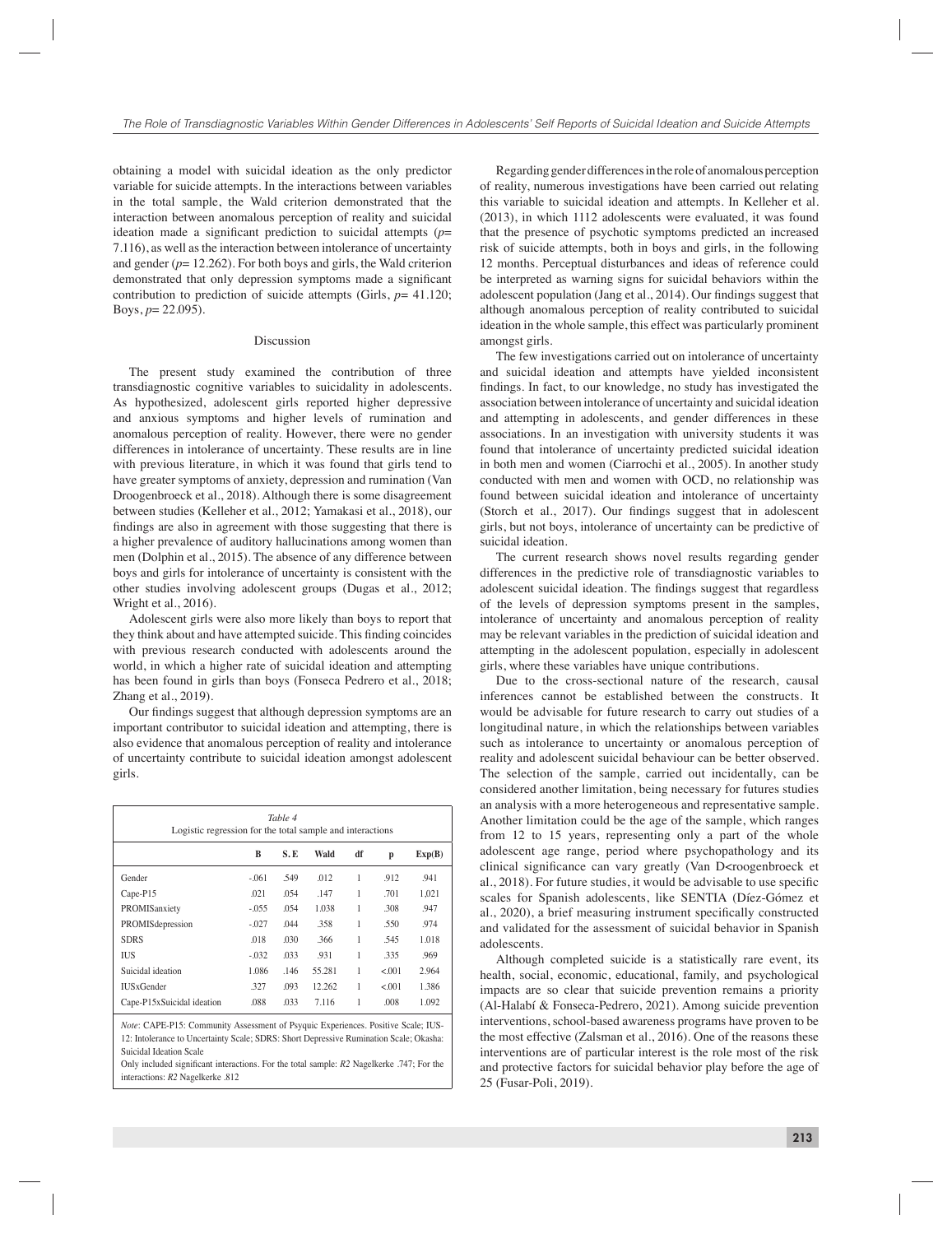obtaining a model with suicidal ideation as the only predictor variable for suicide attempts. In the interactions between variables in the total sample, the Wald criterion demonstrated that the interaction between anomalous perception of reality and suicidal ideation made a significant prediction to suicidal attempts (*p*= 7.116), as well as the interaction between intolerance of uncertainty and gender (*p*= 12.262). For both boys and girls, the Wald criterion demonstrated that only depression symptoms made a significant contribution to prediction of suicide attempts (Girls, *p*= 41.120; Boys, *p*= 22.095).

## Discussion

The present study examined the contribution of three transdiagnostic cognitive variables to suicidality in adolescents. As hypothesized, adolescent girls reported higher depressive and anxious symptoms and higher levels of rumination and anomalous perception of reality. However, there were no gender differences in intolerance of uncertainty. These results are in line with previous literature, in which it was found that girls tend to have greater symptoms of anxiety, depression and rumination (Van Droogenbroeck et al., 2018). Although there is some disagreement between studies (Kelleher et al., 2012; Yamakasi et al., 2018), our findings are also in agreement with those suggesting that there is a higher prevalence of auditory hallucinations among women than men (Dolphin et al., 2015). The absence of any difference between boys and girls for intolerance of uncertainty is consistent with the other studies involving adolescent groups (Dugas et al., 2012; Wright et al., 2016).

Adolescent girls were also more likely than boys to report that they think about and have attempted suicide. This finding coincides with previous research conducted with adolescents around the world, in which a higher rate of suicidal ideation and attempting has been found in girls than boys (Fonseca Pedrero et al., 2018; Zhang et al., 2019).

Our findings suggest that although depression symptoms are an important contributor to suicidal ideation and attempting, there is also evidence that anomalous perception of reality and intolerance of uncertainty contribute to suicidal ideation amongst adolescent girls.

*Table 4*
Logistic regression for the total sample and interactions

| | B | S. E | Wald | df | p | Exp(B) |
|---|---|---|---|---|---|---|
| Gender | -.061 | .549 | .012 | 1 | .912 | .941 |
| Cape-P15 | .021 | .054 | .147 | 1 | .701 | 1.021 |
| PROMISanxiety | -.055 | .054 | 1.038 | 1 | .308 | .947 |
| PROMISdepression | -.027 | .044 | .358 | 1 | .550 | .974 |
| SDRS | .018 | .030 | .366 | 1 | .545 | 1.018 |
| IUS | -.032 | .033 | .931 | 1 | .335 | .969 |
| Suicidal ideation | 1.086 | .146 | 55.281 | 1 | <.001 | 2.964 |
| IUSxGender | .327 | .093 | 12.262 | 1 | <.001 | 1.386 |
| Cape-P15xSuicidal ideation | .088 | .033 | 7.116 | 1 | .008 | 1.092 |

*Note*: CAPE-P15: Community Assessment of Psyquic Experiences. Positive Scale; IUS-12: Intolerance to Uncertainty Scale; SDRS: Short Depressive Rumination Scale; Okasha: Suicidal Ideation Scale
Only included significant interactions. For the total sample: $R2$ Nagelkerke .747; For the interactions: $R2$ Nagelkerke .812

Regarding gender differences in the role of anomalous perception of reality, numerous investigations have been carried out relating this variable to suicidal ideation and attempts. In Kelleher et al. (2013), in which 1112 adolescents were evaluated, it was found that the presence of psychotic symptoms predicted an increased risk of suicide attempts, both in boys and girls, in the following 12 months. Perceptual disturbances and ideas of reference could be interpreted as warning signs for suicidal behaviors within the adolescent population (Jang et al., 2014). Our findings suggest that although anomalous perception of reality contributed to suicidal ideation in the whole sample, this effect was particularly prominent amongst girls.

The few investigations carried out on intolerance of uncertainty and suicidal ideation and attempts have yielded inconsistent findings. In fact, to our knowledge, no study has investigated the association between intolerance of uncertainty and suicidal ideation and attempting in adolescents, and gender differences in these associations. In an investigation with university students it was found that intolerance of uncertainty predicted suicidal ideation in both men and women (Ciarrochi et al., 2005). In another study conducted with men and women with OCD, no relationship was found between suicidal ideation and intolerance of uncertainty (Storch et al., 2017). Our findings suggest that in adolescent girls, but not boys, intolerance of uncertainty can be predictive of suicidal ideation.

The current research shows novel results regarding gender differences in the predictive role of transdiagnostic variables to adolescent suicidal ideation. The findings suggest that regardless of the levels of depression symptoms present in the samples, intolerance of uncertainty and anomalous perception of reality may be relevant variables in the prediction of suicidal ideation and attempting in the adolescent population, especially in adolescent girls, where these variables have unique contributions.

Due to the cross-sectional nature of the research, causal inferences cannot be established between the constructs. It would be advisable for future research to carry out studies of a longitudinal nature, in which the relationships between variables such as intolerance to uncertainty or anomalous perception of reality and adolescent suicidal behaviour can be better observed. The selection of the sample, carried out incidentally, can be considered another limitation, being necessary for futures studies an analysis with a more heterogeneous and representative sample. Another limitation could be the age of the sample, which ranges from 12 to 15 years, representing only a part of the whole adolescent age range, period where psychopathology and its clinical significance can vary greatly (Van D<roogenbroeck et al., 2018). For future studies, it would be advisable to use specific scales for Spanish adolescents, like SENTIA (Díez-Gómez et al., 2020), a brief measuring instrument specifically constructed and validated for the assessment of suicidal behavior in Spanish adolescents.

Although completed suicide is a statistically rare event, its health, social, economic, educational, family, and psychological impacts are so clear that suicide prevention remains a priority (Al-Halabí & Fonseca-Pedrero, 2021). Among suicide prevention interventions, school-based awareness programs have proven to be the most effective (Zalsman et al., 2016). One of the reasons these interventions are of particular interest is the role most of the risk and protective factors for suicidal behavior play before the age of 25 (Fusar-Poli, 2019).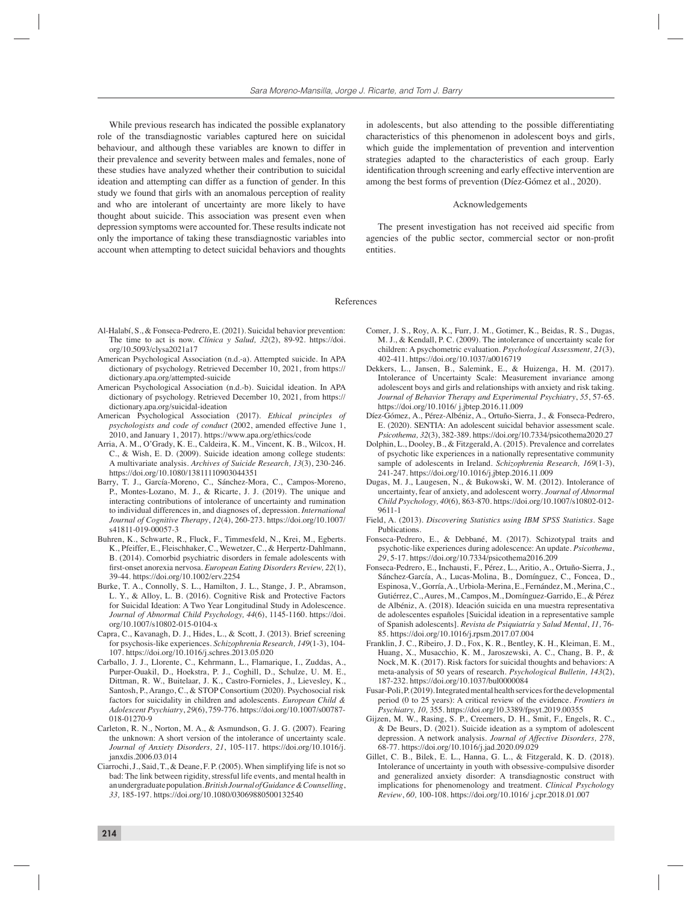While previous research has indicated the possible explanatory role of the transdiagnostic variables captured here on suicidal behaviour, and although these variables are known to differ in their prevalence and severity between males and females, none of these studies have analyzed whether their contribution to suicidal ideation and attempting can differ as a function of gender. In this study we found that girls with an anomalous perception of reality and who are intolerant of uncertainty are more likely to have thought about suicide. This association was present even when depression symptoms were accounted for. These results indicate not only the importance of taking these transdiagnostic variables into account when attempting to detect suicidal behaviors and thoughts in adolescents, but also attending to the possible differentiating characteristics of this phenomenon in adolescent boys and girls, which guide the implementation of prevention and intervention strategies adapted to the characteristics of each group. Early identification through screening and early effective intervention are among the best forms of prevention (Díez-Gómez et al., 2020).

## Acknowledgements

The present investigation has not received aid specific from agencies of the public sector, commercial sector or non-profit entities.

## References

Al-Halabí, S., & Fonseca-Pedrero, E. (2021). Suicidal behavior prevention: The time to act is now. *Clínica y Salud, 32*(2), 89-92. https://doi.org/10.5093/clysa2021a17

American Psychological Association (n.d.-a). Attempted suicide. In APA dictionary of psychology. Retrieved December 10, 2021, from https://dictionary.apa.org/attempted-suicide

American Psychological Association (n.d.-b). Suicidal ideation. In APA dictionary of psychology. Retrieved December 10, 2021, from https://dictionary.apa.org/suicidal-ideation

American Psychological Association (2017). *Ethical principles of psychologists and code of conduct* (2002, amended effective June 1, 2010, and January 1, 2017). https://www.apa.org/ethics/code

Arria, A. M., O'Grady, K. E., Caldeira, K. M., Vincent, K. B., Wilcox, H. C., & Wish, E. D. (2009). Suicide ideation among college students: A multivariate analysis. *Archives of Suicide Research, 13*(3), 230-246. https://doi.org/10.1080/13811110903044351

Barry, T. J., García-Moreno, C., Sánchez-Mora, C., Campos-Moreno, P., Montes-Lozano, M. J., & Ricarte, J. J. (2019). The unique and interacting contributions of intolerance of uncertainty and rumination to individual differences in, and diagnoses of, depression. *International Journal of Cognitive Therapy*, *12*(4), 260-273. https://doi.org/10.1007/s41811-019-00057-3

Buhren, K., Schwarte, R., Fluck, F., Timmesfeld, N., Krei, M., Egberts. K., Pfeiffer, E., Fleischhaker, C., Wewetzer, C., & Herpertz-Dahlmann, B. (2014). Comorbid psychiatric disorders in female adolescents with first-onset anorexia nervosa. *European Eating Disorders Review, 22*(1), 39-44. https://doi.org/10.1002/erv.2254

Burke, T. A., Connolly, S. L., Hamilton, J. L., Stange, J. P., Abramson, L. Y., & Alloy, L. B. (2016). Cognitive Risk and Protective Factors for Suicidal Ideation: A Two Year Longitudinal Study in Adolescence. *Journal of Abnormal Child Psychology, 44*(6), 1145-1160. https://doi.org/10.1007/s10802-015-0104-x

Capra, C., Kavanagh, D. J., Hides, L., & Scott, J. (2013). Brief screening for psychosis-like experiences. *Schizophrenia Research, 149*(1-3), 104-107. https://doi.org/10.1016/j.schres.2013.05.020

Carballo, J. J., Llorente, C., Kehrmann, L., Flamarique, I., Zuddas, A., Purper-Ouakil, D., Hoekstra, P. J., Coghill, D., Schulze, U. M. E., Dittman, R. W., Buitelaar, J. K., Castro-Fornieles, J., Lievesley, K., Santosh, P., Arango, C., & STOP Consortium (2020). Psychosocial risk factors for suicidality in children and adolescents. *European Child & Adolescent Psychiatry*, *29*(6), 759-776. https://doi.org/10.1007/s00787-018-01270-9

Carleton, R. N., Norton, M. A., & Asmundson, G. J. G. (2007). Fearing the unknown: A short version of the intolerance of uncertainty scale. *Journal of Anxiety Disorders, 21*, 105-117. https://doi.org/10.1016/j.janxdis.2006.03.014

Ciarrochi, J., Said, T., & Deane, F. P. (2005). When simplifying life is not so bad: The link between rigidity, stressful life events, and mental health in an undergraduate population. *British Journal of Guidance & Counselling*, *33,* 185-197. https://doi.org/10.1080/03069880500132540

Comer, J. S., Roy, A. K., Furr, J. M., Gotimer, K., Beidas, R. S., Dugas, M. J., & Kendall, P. C. (2009). The intolerance of uncertainty scale for children: A psychometric evaluation. *Psychological Assessment, 21*(3), 402-411. https://doi.org/10.1037/a0016719

Dekkers, L., Jansen, B., Salemink, E., & Huizenga, H. M. (2017). Intolerance of Uncertainty Scale: Measurement invariance among adolescent boys and girls and relationships with anxiety and risk taking. *Journal of Behavior Therapy and Experimental Psychiatry*, *55*, 57-65. https://doi.org/10.1016/ j.jbtep.2016.11.009

Díez-Gómez, A., Pérez-Albéniz, A., Ortuño-Sierra, J., & Fonseca-Pedrero, E. (2020). SENTIA: An adolescent suicidal behavior assessment scale. *Psicothema, 32*(3), 382-389. https://doi.org/10.7334/psicothema2020.27

Dolphin, L., Dooley, B., & Fitzgerald, A. (2015). Prevalence and correlates of psychotic like experiences in a nationally representative community sample of adolescents in Ireland. *Schizophrenia Research, 169*(1-3), 241-247. https://doi.org/10.1016/j.jbtep.2016.11.009

Dugas, M. J., Laugesen, N., & Bukowski, W. M. (2012). Intolerance of uncertainty, fear of anxiety, and adolescent worry. *Journal of Abnormal Child Psychology, 40*(6)*,* 863-870. https://doi.org/10.1007/s10802-012-9611-1

Field, A. (2013). *Discovering Statistics using IBM SPSS Statistics*. Sage Publications.

Fonseca-Pedrero, E., & Debbané, M. (2017). Schizotypal traits and psychotic-like experiences during adolescence: An update. *Psicothema*, *29*, 5-17. https://doi.org/10.7334/psicothema2016.209

Fonseca-Pedrero, E., Inchausti, F., Pérez, L., Aritio, A., Ortuño-Sierra, J., Sánchez-García, A., Lucas-Molina, B., Domínguez, C., Foncea, D., Espinosa, V., Gorría, A., Urbiola-Merina, E., Fernández, M., Merina, C., Gutiérrez, C., Aures, M., Campos, M., Domínguez-Garrido, E., & Pérez de Albéniz, A. (2018). Ideación suicida en una muestra representativa de adolescentes españoles [Suicidal ideation in a representative sample of Spanish adolescents]. *Revista de Psiquiatría y Salud Mental*, *11,* 76-85. https://doi.org/10.1016/j.rpsm.2017.07.004

Franklin, J. C., Ribeiro, J. D., Fox, K. R., Bentley, K. H., Kleiman, E. M., Huang, X., Musacchio, K. M., Jaroszewski, A. C., Chang, B. P., & Nock, M. K. (2017). Risk factors for suicidal thoughts and behaviors: A meta-analysis of 50 years of research. *Psychological Bulletin, 143*(2), 187-232. https://doi.org/10.1037/bul0000084

Fusar-Poli, P. (2019). Integrated mental health services for the developmental period (0 to 25 years): A critical review of the evidence. *Frontiers in Psychiatry, 10,* 355. https://doi.org/10.3389/fpsyt.2019.00355

Gijzen, M. W., Rasing, S. P., Creemers, D. H., Smit, F., Engels, R. C., & De Beurs, D. (2021). Suicide ideation as a symptom of adolescent depression. A network analysis. *Journal of Affective Disorders, 278*, 68-77. https://doi.org/10.1016/j.jad.2020.09.029

Gillet, C. B., Bilek, E. L., Hanna, G. L., & Fitzgerald, K. D. (2018). Intolerance of uncertainty in youth with obsessive-compulsive disorder and generalized anxiety disorder: A transdiagnostic construct with implications for phenomenology and treatment. *Clinical Psychology Review*, *60,* 100-108. https://doi.org/10.1016/ j.cpr.2018.01.007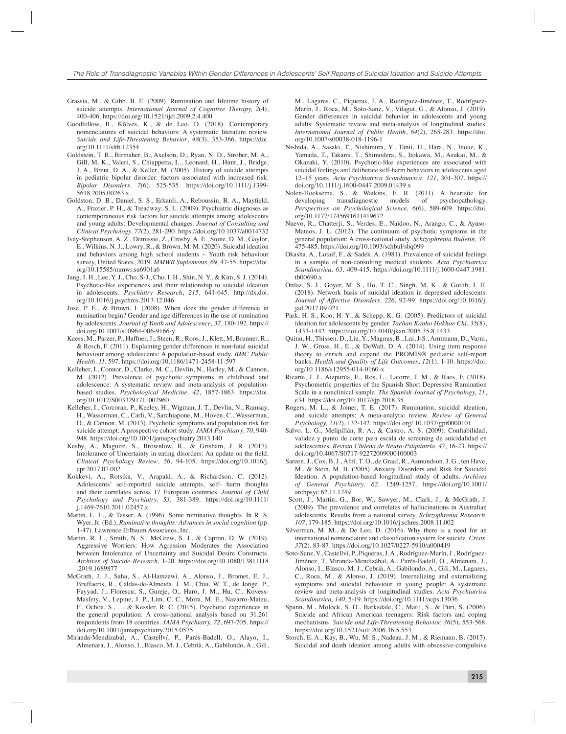Grassia, M., & Gibb, B. E. (2009). Rumination and lifetime history of suicide attempts. *International Journal of Cognitive Therapy, 2*(4), 400-406. https://doi.org/10.1521/ijct.2009.2.4.400

Goodfellow, B., Kõlves, K., & de Leo, D. (2018). Contemporary nomenclatures of suicidal behaviors: A systematic literature review. *Suicide and Life-Threatening Behavior*, *48*(3), 353-366. https://doi.org/10.1111/sltb.12354

Goldstein, T. R., Birmaher, B., Axelson, D., Ryan, N. D., Strober, M. A., Gill, M. K., Valeri, S., Chiappetta, L., Leonard, H., Hunt, J., Bridge, J. A., Brent, D. A., & Keller, M. (2005). History of suicide attempts in pediatric bipolar disorder: factors associated with increased risk. *Bipolar Disorders, 7*(6), 525-535. https://doi.org/10.1111/j.1399-5618.2005.00263.x.

Goldston, D. B., Daniel, S. S., Erkanli, A., Reboussin, B. A., Mayfield, A., Frazier, P. H., & Treadway, S. L. (2009). Psychiatric diagnoses as contemporaneous risk factors for suicide attempts among adolescents and young adults: Developmental changes. *Journal of Consulting and Clinical Psychology, 77*(2), 281-290. https://doi.org/10.1037/a0014732

Ivey-Stephenson, A. Z., Demissie, Z., Crosby, A. E., Stone, D. M., Gaylor, E., Wilkins, N. J., Lowry, R., & Brown, M. M. (2020). Suicidal ideation and behaviors among high school students – Youth risk behaviour survey, United States, 2019. *MMWR Suplements, 69,* 47-55. https://doi.org/10.15585/mmwr.su6901a6

Jang, J. H., Lee, Y. J., Cho, S-J., Cho, I. H., Shin, N. Y., & Kim, S. J. (2014). Psychotic-like experiences and their relationship to suicidal ideation in adolescents. *Psychiatry Research*, *215,* 641-645. http://dx.doi.org/10.1016/j.psychres.2013.12.046

Jose, P. E., & Brown, I. (2008). When does the gender difference in rumination begin? Gender and age differences in the use of rumination by adolescents. *Journal of Youth and Adolescence, 37,* 180-192. https://doi.org/10.1007/s10964-006-9166-y

Kaess, M., Parzer, P., Haffner, J., Steen, R., Roos, J., Klett, M, Brunner, R., & Resch, F. (2011). Explaining gender differences in non-fatal suicidal behaviour among adolescents: A population-based study. *BMC Public Health, 11*, 597. https://doi.org/10.1186/1471-2458-11-597

Kelleher, I., Connor, D., Clarke, M. C., Devlin, N., Harley, M., & Cannon, M. (2012). Prevalence of psychotic symptoms in childhood and adolescence: A systematic review and meta-analysis of population-based studies. *Psychological Medicine, 42,* 1857-1863. https://doi.org/10.1017/S0033291711002960

Kelleher, I., Corcoran, P., Keeley, H., Wigman, J. T., Devlin, N., Ramsay, H., Wasserman, C., Carli, V., Sarchiapone, M., Hoven, C., Wasserman, D., & Cannon, M. (2013). Psychotic symptoms and population risk for suicide attempt: A prospective cohort study. *JAMA Psychiatry, 70*, 940-948. https://doi.org/10.1001/jamapsychiatry.2013.140

Kesby, A., Maguire, S., Brownlow, R., & Grisham, J. R. (2017). Intolerance of Uncertainty in eating disorders: An update on the field. *Clinical Psychology Review*, *56*, 94-105. https://doi.org/10.1016/j.cpr.2017.07.002

Kokkevi, A., Rotsika, V., Arapaki, A., & Richardson, C. (2012). Adolescents' self-reported suicide attempts, self- harm thoughts and their correlates across 17 European countries. *Journal of Child Psychology and Psychiatry, 53,* 381-389. https://doi.org/10.1111/j.1469-7610.2011.02457.x

Martin, L. L., & Tesser, A. (1996). Some ruminative thoughts. In R. S. Wyer, Jr. (Ed.), *Ruminative thoughts: Advances in social cognition* (pp. 1-47). Lawrence Erlbaum Associates, Inc.

Martin, R. L., Smith, N. S., McGrew, S. J., & Capron, D. W. (2019). Aggressive Worriers: How Agression Moderates the Association between Intolerance of Uncertainty and Suicidal Desire Constructs. *Archives of Suicide Research,* 1-20. https://doi.org/10.1080/13811118.2019.1689877

McGrath, J. J., Saha, S., Al-Hamzawi, A., Alonso, J., Bromet, E. J., Bruffaerts, R., Caldas-de-Almeida, J. M., Chiu, W. T., de Jonge, P., Fayyad, J., Florescu, S., Gureje, O., Haro, J. M., Hu, C., Kovess-Masfety, V., Lepine, J. P., Lim, C. C., Mora, M. E., Navarro-Mateu, F., Ochoa, S., … & Kessler, R. C. (2015). Psychotic experiences in the general population: A cross-national analysis based on 31,261 respondents from 18 countries. *JAMA Psychiatry, 72,* 697-705. https://doi.org/10.1001/jamapsychiatry.2015.0575

Miranda-Mendizabal, A., Castellví, P., Parés-Badell, O., Alayo, I., Almenara, J., Alonso, I., Blasco, M. J., Cebrià, A., Gabilondo, A., Gili, M., Lagares, C., Piqueras, J. A., Rodríguez-Jiménez, T., Rodríguez-Marín, J., Roca, M., Soto-Sanz, V., Vilagut, G., & Alonso, J. (2019). Gender differences in suicidal behavior in adolescents and young adults: Systematic review and meta-analysis of longitudinal studies. *International Journal of Public Health*, *64*(2), 265-283. https://doi.org/10.1007/s00038-018-1196-1

Nishida, A., Sasaki, T., Nishimura, Y., Tanii, H., Hara, N., Inoue, K., Yamada, T., Takami, T., Shimodera, S., Itokawa, M., Asukai, M., & Okazaki, Y. (2010). Psychotic-like experiences are associated with suicidal feelings and deliberate self-harm behaviors in adolescents aged 12–15 years. *Acta Psychiatrica Scandinavica, 121,* 301-307. https://doi.org/10.1111/j.1600-0447.2009.01439.x

Nolen-Hoeksema, S., & Watkins, E. R. (2011). A heuristic for developing transdiagnostic models of psychopathology. *Perspectives on Psychological Science, 6*(6), 589-609. https://doi.org/10.1177/1745691611419672

Nuevo, R., Chatterji, S., Verdes, E., Naidoo, N., Arango, C., & Ayuso-Mateos, J. L. (2012). The continuum of psychotic symptoms in the general population: A cross-national study. *Schizophrenia Bulletin, 38,* 475-485. https://doi.org/10.1093/schbul/sbq099

Okasha, A., Lotaif, F., & Sadek, A. (1981). Prevalence of suicidal feelings in a sample of non-consulting medical students. *Acta Psychiatrica Scandinavica, 63,* 409-415. https://doi.org/10.1111/j.1600-0447.1981.tb00690.x

Ordaz, S. J., Goyer, M. S., Ho, T. C., Singh, M. K., & Gotlib, I. H. (2018). Network basis of suicidal ideation in depressed adolescents. *Journal of Affective Disorders, 226,* 92-99. https://doi.org/10.1016/j.jad.2017.09.021

Park, H. S., Koo, H. Y., & Schepp, K. G. (2005). Predictors of suicidal ideation for adolescents by gender. *Taehan Kanho Hakhoe Chi, 35*(8), 1433-1442. https://doi.org/10.4040/jkan.2005.35.8.1433

Quinn, H., Thissen, D., Liu, Y., Magnus, B., Lai, J-S., Amtmann, D., Varni, J. W., Gross, H., E., & DeWalt, D. A. (2014). Using item response theory to enrich and expand the PROMIS® pediatric self-report banks. *Health and Quality of Life Outcomes*, *12*(1), 1-10. https://doi.org/10.1186/s12955-014-0160-x

Ricarte, J. J., Aizpurúa, E., Ros, L., Latorre, J. M., & Raes, F. (2018). Psychometric properties of the Spanish Short Depressive Rumination Scale in a nonclinical sample. *The Spanish Journal of Psychology, 21*, e34. https://doi.org/10.1017/sjp.2018.35

Rogers, M. L., & Joiner, T. E. (2017). Rumination, suicidal ideation, and suicide attempts: A meta-analytic review. *Review of General Psychology, 21*(2), 132-142. https://doi.org/ 10.1037/gpr0000101

Salvo, L. G., Melipillán, R. A., & Castro, A. S. (2009). Confiabilidad, validez y punto de corte para escala de screening de suicidalidad en adolescentes. *Revista Chilena de Neuro-Psiquiatría, 47,* 16-23. https://doi.org/10.4067/S0717-92272009000100003

Sareen, J., Cox, B. J., Afifi, T. O., de Graaf, R., Asmundson, J. G., ten Have, M., & Stein, M. B. (2005). Anxiety Disorders and Risk for Suicidal Ideation. A population-based longitudinal study of adults. *Archives of General Psychiatry, 62,* 1249-1257. https://doi.org/10.1001/archpsyc.62.11.1249

Scott, J., Martin, G., Bor, W., Sawyer, M., Clark, J., & McGrath, J. (2009). The prevalence and correlates of hallucinations in Australian adolescents: Results from a national survey. *Schizophrenia Research, 107*, 179-185. https://doi.org/10.1016/j.schres.2008.11.002

Silverman, M. M., & De Leo, D. (2016). Why there is a need for an international nomenclature and classification system for suicide. *Crisis, 37*(2), 83-87. https://doi.org/10.1027/0227-5910/a000419

Soto-Sanz, V., Castellví, P., Piqueras, J. A., Rodríguez-Marín, J., Rodríguez-Jiménez, T, Miranda-Mendizábal, A., Parés-Badell, O., Almenara, J., Alonso, I., Blasco, M. J., Cebrià, A., Gabilondo, A., Gili, M., Lagares, C., Roca, M., & Alonso, J. (2019). Internalizing and externalizing symptoms and suicidal behaviour in young people: A systematic review and meta-analysis of longitudinal studies. *Acta Psychiatrica Scandinavica, 140*, 5-19. https://doi.org/10.1111/acps.13036

Spann, M., Molock, S. D., Barksdale, C., Matli, S., & Puri, S. (2006). Suicide and African American teenagers: Risk factors and coping mechanisms. *Suicide and Life-Threatening Behavior, 36*(5), 553-568. https://doi.org/10.1521/suli.2006.36.5.553

Storch, E. A., Kay, B., Wu, M. S., Nadeau, J. M., & Riemann, B. (2017). Suicidal and death ideation among adults with obsessive-compulsive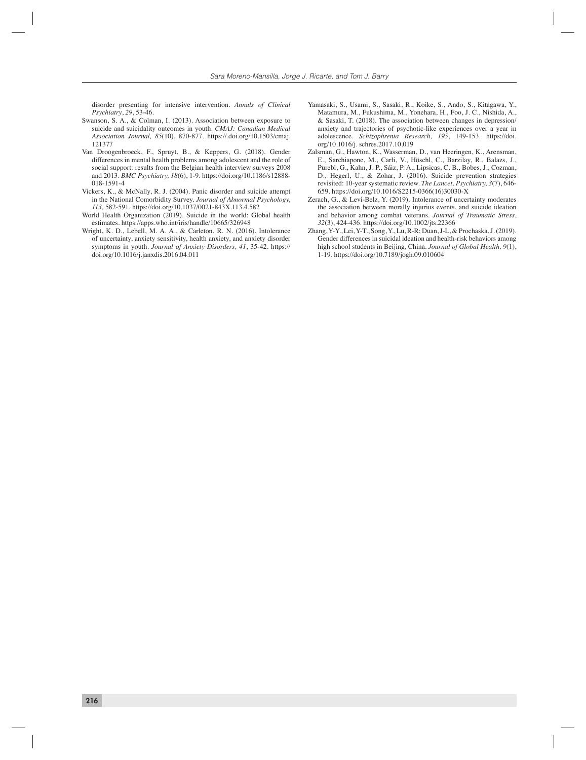disorder presenting for intensive intervention. *Annals of Clinical Psychiatry*, *29*, 53-46.

Swanson, S. A., & Colman, I. (2013). Association between exposure to suicide and suicidality outcomes in youth. *CMAJ: Canadian Medical Association Journal, 85*(10), 870-877. https://.doi.org/10.1503/cmaj.121377

Van Droogenbroeck, F., Spruyt, B., & Keppers, G. (2018). Gender differences in mental health problems among adolescent and the role of social support: results from the Belgian health interview surveys 2008 and 2013. *BMC Psychiatry, 18*(6), 1-9. https://doi.org/10.1186/s12888-018-1591-4

Vickers, K., & McNally, R. J. (2004). Panic disorder and suicide attempt in the National Comorbidity Survey. *Journal of Abnormal Psychology, 113*, 582-591. https://doi.org/10.1037/0021-843X.113.4.582

World Health Organization (2019). Suicide in the world: Global health estimates. https://apps.who.int/iris/handle/10665/326948

Wright, K. D., Lebell, M. A. A., & Carleton, R. N. (2016). Intolerance of uncertainty, anxiety sensitivity, health anxiety, and anxiety disorder symptoms in youth. *Journal of Anxiety Disorders, 41*, 35-42. https://doi.org/10.1016/j.janxdis.2016.04.011

Yamasaki, S., Usami, S., Sasaki, R., Koike, S., Ando, S., Kitagawa, Y., Matamura, M., Fukushima, M., Yonehara, H., Foo, J. C., Nishida, A., & Sasaki, T. (2018). The association between changes in depression/anxiety and trajectories of psychotic-like experiences over a year in adolescence. *Schizophrenia Research, 195*, 149-153. https://doi.org/10.1016/j. schres.2017.10.019

Zalsman, G., Hawton, K., Wasserman, D., van Heeringen, K., Arensman, E., Sarchiapone, M., Carli, V., Höschl, C., Barzilay, R., Balazs, J., Purebl, G., Kahn, J. P., Sáiz, P. A., Lipsicas, C. B., Bobes, J., Cozman, D., Hegerl, U., & Zohar, J. (2016). Suicide prevention strategies revisited: 10-year systematic review. *The Lancet. Psychiatry, 3*(7), 646-659. https://doi.org/10.1016/S2215-0366(16)30030-X

Zerach, G., & Levi-Belz, Y. (2019). Intolerance of uncertainty moderates the association between morally injurius events, and suicide ideation and behavior among combat veterans. *Journal of Traumatic Stress*, *32*(3), 424-436. https://doi.org/10.1002/jts.22366

Zhang, Y-Y., Lei, Y-T., Song, Y., Lu, R-R; Duan, J-L, & Prochaska, J. (2019). Gender differences in suicidal ideation and health-risk behaviors among high school students in Beijing, China. *Journal of Global Health, 9*(1), 1-19. https://doi.org/10.7189/jogh.09.010604